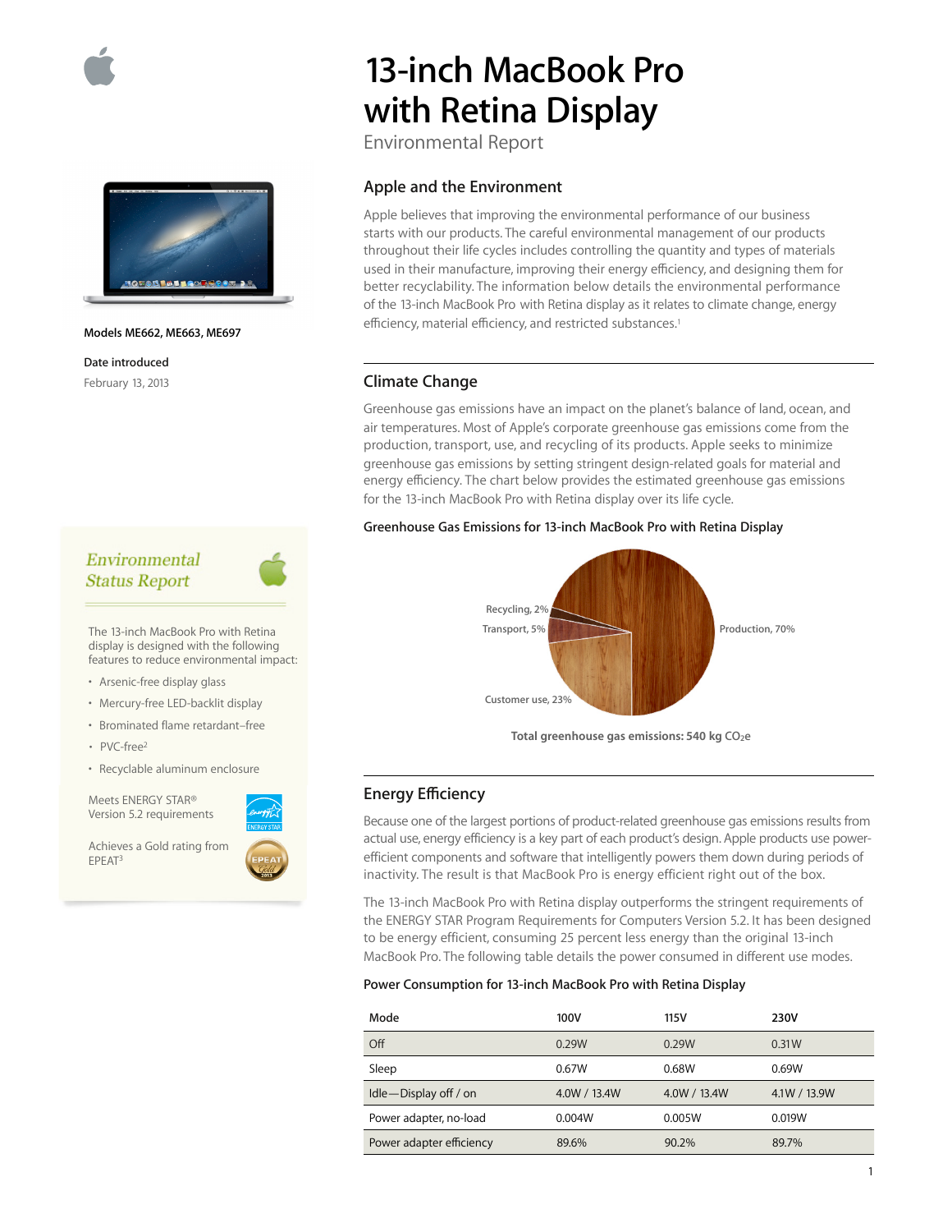# 13-inch MacBook Pro with Retina Display

Environmental Report

**Models ME662, ME663, ME697**

**Date introduced**

February 13, 2013

## Apple and the Environment

Apple believes that improving the environmental performance of our business starts with our products. The careful environmental management of our products throughout their life cycles includes controlling the quantity and types of materials used in their manufacture, improving their energy efficiency, and designing them for better recyclability. The information below details the environmental performance of the 13-inch MacBook Pro with Retina display as it relates to climate change, energy efficiency, material efficiency, and restricted substances.[1]

### *Environmental Status Report*

The 13-inch MacBook Pro with Retina display is designed with the following features to reduce environmental impact:

- Arsenic-free display glass
- Mercury-free LED-backlit display
- Brominated flame retardant–free
- PVC-free[2]
- Recyclable aluminum enclosure

Meets ENERGY STAR® Version 5.2 requirements

Achieves a Gold rating from EPEAT[3]

## Climate Change

Greenhouse gas emissions have an impact on the planet's balance of land, ocean, and air temperatures. Most of Apple's corporate greenhouse gas emissions come from the production, transport, use, and recycling of its products. Apple seeks to minimize greenhouse gas emissions by setting stringent design-related goals for material and energy efficiency. The chart below provides the estimated greenhouse gas emissions for the 13-inch MacBook Pro with Retina display over its life cycle.

**Greenhouse Gas Emissions for 13-inch MacBook Pro with Retina Display**

- Production, 70%
- Customer use, 23%
- Transport, 5%
- Recycling, 2%

**Total greenhouse gas emissions: 540 kg $CO_2e$**

## Energy Efficiency

Because one of the largest portions of product-related greenhouse gas emissions results from actual use, energy efficiency is a key part of each product's design. Apple products use power-efficient components and software that intelligently powers them down during periods of inactivity. The result is that MacBook Pro is energy efficient right out of the box.

The 13-inch MacBook Pro with Retina display outperforms the stringent requirements of the ENERGY STAR Program Requirements for Computers Version 5.2. It has been designed to be energy efficient, consuming 25 percent less energy than the original 13-inch MacBook Pro. The following table details the power consumed in different use modes.

**Power Consumption for 13-inch MacBook Pro with Retina Display**

| Mode | 100V | 115V | 230V |
|---|---|---|---|
| Off | 0.29W | 0.29W | 0.31W |
| Sleep | 0.67W | 0.68W | 0.69W |
| Idle—Display off / on | 4.0W / 13.4W | 4.0W / 13.4W | 4.1W / 13.9W |
| Power adapter, no-load | 0.004W | 0.005W | 0.019W |
| Power adapter efficiency | 89.6% | 90.2% | 89.7% |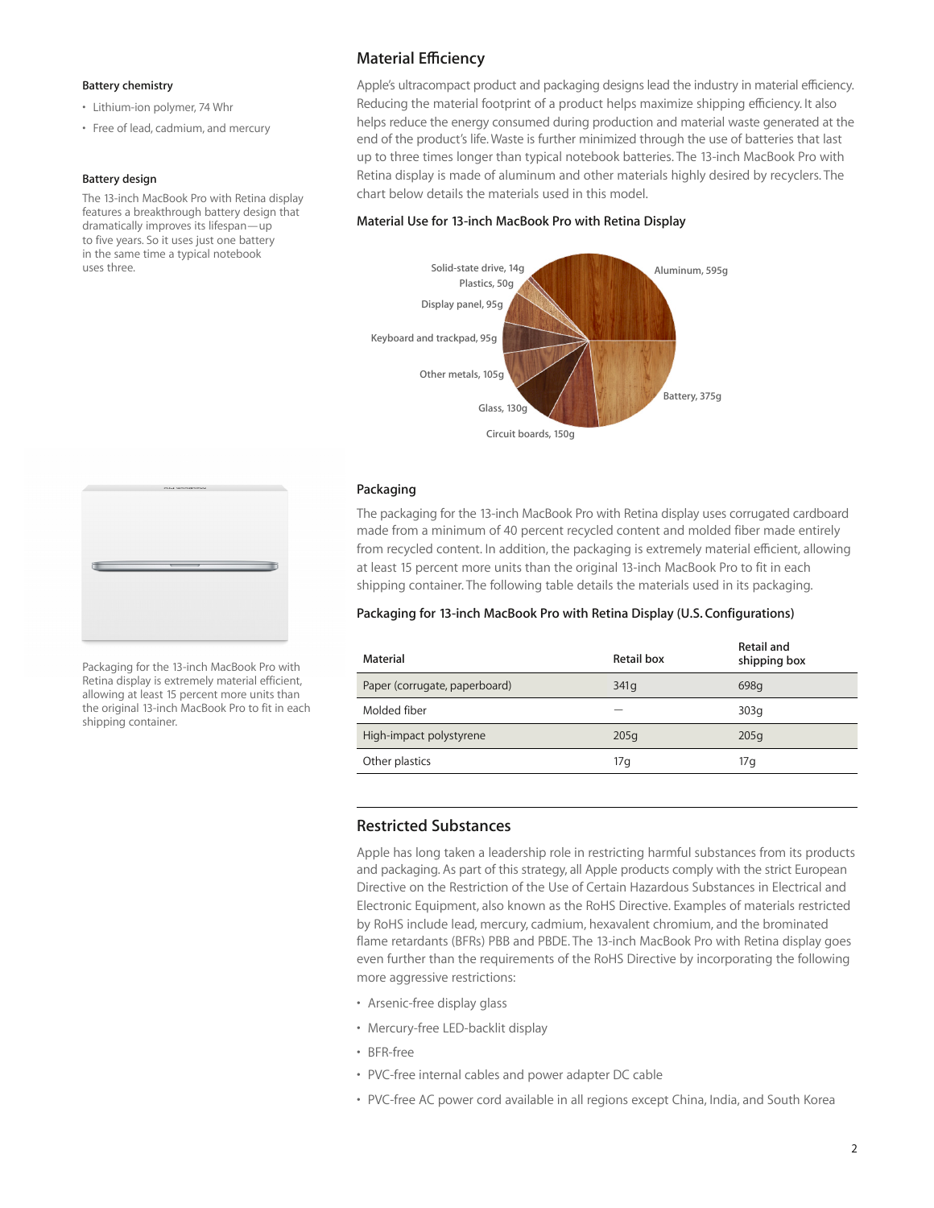### Battery chemistry

- Lithium-ion polymer, 74 Whr
- Free of lead, cadmium, and mercury

### Battery design

The 13-inch MacBook Pro with Retina display features a breakthrough battery design that dramatically improves its lifespan—up to five years. So it uses just one battery in the same time a typical notebook uses three.

## Material Efficiency

Apple's ultracompact product and packaging designs lead the industry in material efficiency. Reducing the material footprint of a product helps maximize shipping efficiency. It also helps reduce the energy consumed during production and material waste generated at the end of the product's life. Waste is further minimized through the use of batteries that last up to three times longer than typical notebook batteries. The 13-inch MacBook Pro with Retina display is made of aluminum and other materials highly desired by recyclers. The chart below details the materials used in this model.

### Material Use for 13-inch MacBook Pro with Retina Display

- Aluminum, 595g
- Battery, 375g
- Circuit boards, 150g
- Glass, 130g
- Other metals, 105g
- Keyboard and trackpad, 95g
- Display panel, 95g
- Plastics, 50g
- Solid-state drive, 14g

## Packaging

The packaging for the 13-inch MacBook Pro with Retina display uses corrugated cardboard made from a minimum of 40 percent recycled content and molded fiber made entirely from recycled content. In addition, the packaging is extremely material efficient, allowing at least 15 percent more units than the original 13-inch MacBook Pro to fit in each shipping container. The following table details the materials used in its packaging.

Packaging for the 13-inch MacBook Pro with Retina display is extremely material efficient, allowing at least 15 percent more units than the original 13-inch MacBook Pro to fit in each shipping container.

### Packaging for 13-inch MacBook Pro with Retina Display (U.S. Configurations)

| Material | Retail box | Retail and shipping box |
| --- | --- | --- |
| Paper (corrugate, paperboard) | 341g | 698g |
| Molded fiber | — | 303g |
| High-impact polystyrene | 205g | 205g |
| Other plastics | 17g | 17g |

## Restricted Substances

Apple has long taken a leadership role in restricting harmful substances from its products and packaging. As part of this strategy, all Apple products comply with the strict European Directive on the Restriction of the Use of Certain Hazardous Substances in Electrical and Electronic Equipment, also known as the RoHS Directive. Examples of materials restricted by RoHS include lead, mercury, cadmium, hexavalent chromium, and the brominated flame retardants (BFRs) PBB and PBDE. The 13-inch MacBook Pro with Retina display goes even further than the requirements of the RoHS Directive by incorporating the following more aggressive restrictions:

- Arsenic-free display glass
- Mercury-free LED-backlit display
- BFR-free
- PVC-free internal cables and power adapter DC cable
- PVC-free AC power cord available in all regions except China, India, and South Korea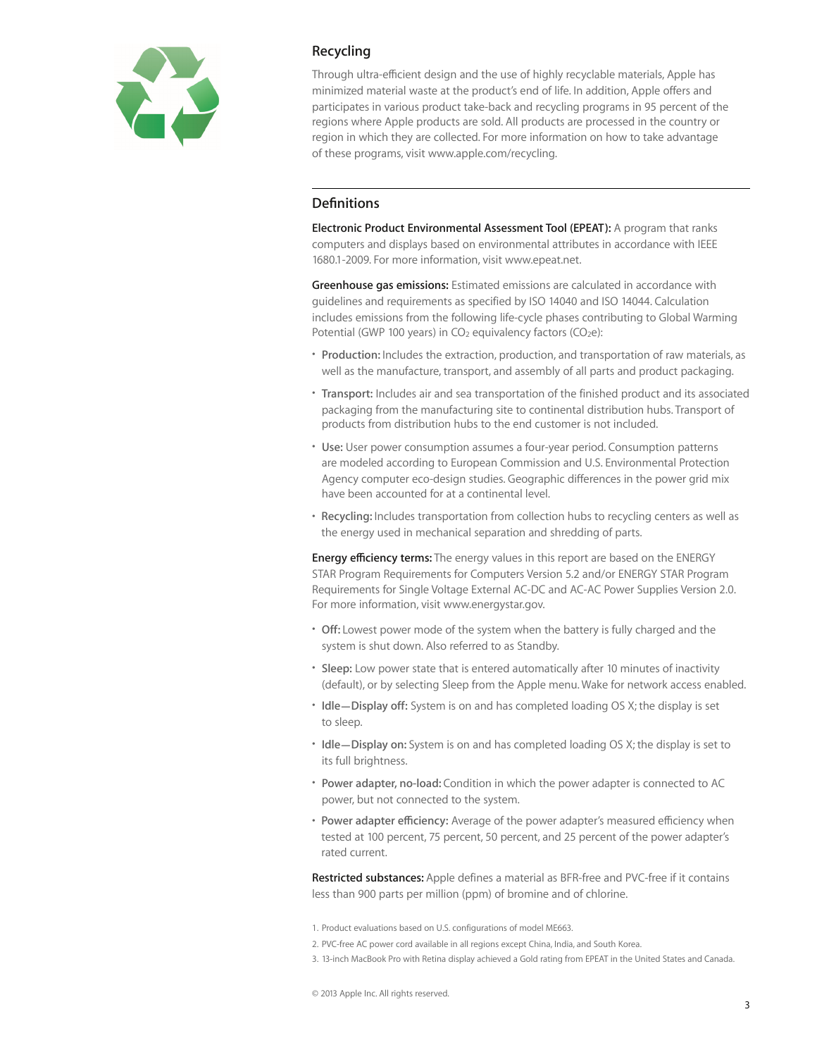## Recycling

Through ultra-efficient design and the use of highly recyclable materials, Apple has minimized material waste at the product's end of life. In addition, Apple offers and participates in various product take-back and recycling programs in 95 percent of the regions where Apple products are sold. All products are processed in the country or region in which they are collected. For more information on how to take advantage of these programs, visit www.apple.com/recycling.

## Definitions

**Electronic Product Environmental Assessment Tool (EPEAT):** A program that ranks computers and displays based on environmental attributes in accordance with IEEE 1680.1-2009. For more information, visit www.epeat.net.

**Greenhouse gas emissions:** Estimated emissions are calculated in accordance with guidelines and requirements as specified by ISO 14040 and ISO 14044. Calculation includes emissions from the following life-cycle phases contributing to Global Warming Potential (GWP 100 years) in $CO_2$ equivalency factors ($CO_2e$):

- **Production:** Includes the extraction, production, and transportation of raw materials, as well as the manufacture, transport, and assembly of all parts and product packaging.
- **Transport:** Includes air and sea transportation of the finished product and its associated packaging from the manufacturing site to continental distribution hubs. Transport of products from distribution hubs to the end customer is not included.
- **Use:** User power consumption assumes a four-year period. Consumption patterns are modeled according to European Commission and U.S. Environmental Protection Agency computer eco-design studies. Geographic differences in the power grid mix have been accounted for at a continental level.
- **Recycling:** Includes transportation from collection hubs to recycling centers as well as the energy used in mechanical separation and shredding of parts.

**Energy efficiency terms:** The energy values in this report are based on the ENERGY STAR Program Requirements for Computers Version 5.2 and/or ENERGY STAR Program Requirements for Single Voltage External AC-DC and AC-AC Power Supplies Version 2.0. For more information, visit www.energystar.gov.

- **Off:** Lowest power mode of the system when the battery is fully charged and the system is shut down. Also referred to as Standby.
- **Sleep:** Low power state that is entered automatically after 10 minutes of inactivity (default), or by selecting Sleep from the Apple menu. Wake for network access enabled.
- **Idle—Display off:** System is on and has completed loading OS X; the display is set to sleep.
- **Idle—Display on:** System is on and has completed loading OS X; the display is set to its full brightness.
- **Power adapter, no-load:** Condition in which the power adapter is connected to AC power, but not connected to the system.
- **Power adapter efficiency:** Average of the power adapter's measured efficiency when tested at 100 percent, 75 percent, 50 percent, and 25 percent of the power adapter's rated current.

**Restricted substances:** Apple defines a material as BFR-free and PVC-free if it contains less than 900 parts per million (ppm) of bromine and of chlorine.

1. Product evaluations based on U.S. configurations of model ME663.
2. PVC-free AC power cord available in all regions except China, India, and South Korea.
3. 13-inch MacBook Pro with Retina display achieved a Gold rating from EPEAT in the United States and Canada.

© 2013 Apple Inc. All rights reserved.